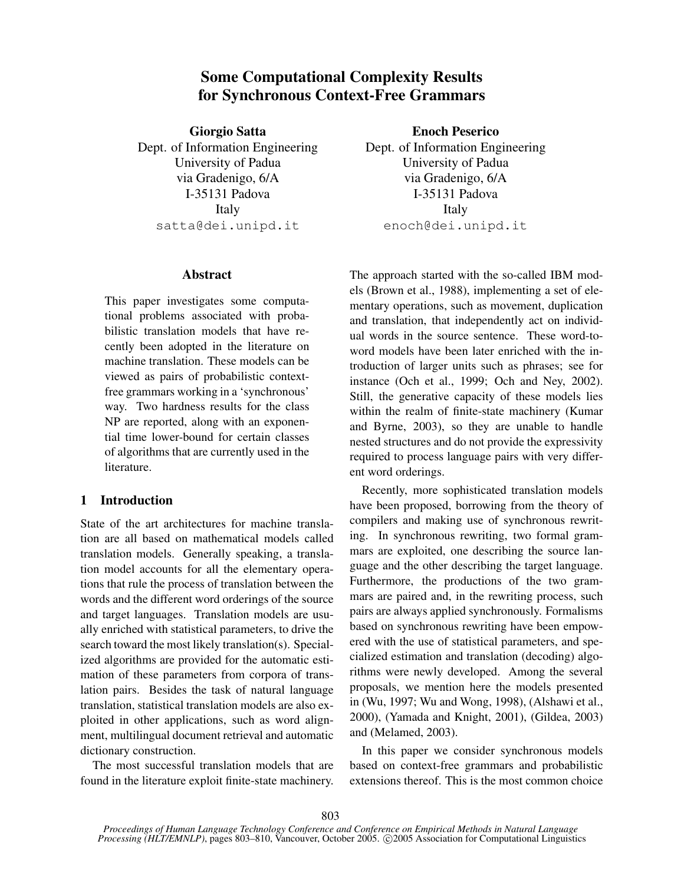# Some Computational Complexity Results for Synchronous Context-Free Grammars

**Giorgio Satta**
Dept. of Information Engineering
University of Padua
via Gradenigo, 6/A
I-35131 Padova
Italy
satta@dei.unipd.it

**Enoch Peserico**
Dept. of Information Engineering
University of Padua
via Gradenigo, 6/A
I-35131 Padova
Italy
enoch@dei.unipd.it

## Abstract

This paper investigates some computational problems associated with probabilistic translation models that have recently been adopted in the literature on machine translation. These models can be viewed as pairs of probabilistic context-free grammars working in a 'synchronous' way. Two hardness results for the class NP are reported, along with an exponential time lower-bound for certain classes of algorithms that are currently used in the literature.

## 1 Introduction

State of the art architectures for machine translation are all based on mathematical models called translation models. Generally speaking, a translation model accounts for all the elementary operations that rule the process of translation between the words and the different word orderings of the source and target languages. Translation models are usually enriched with statistical parameters, to drive the search toward the most likely translation(s). Specialized algorithms are provided for the automatic estimation of these parameters from corpora of translation pairs. Besides the task of natural language translation, statistical translation models are also exploited in other applications, such as word alignment, multilingual document retrieval and automatic dictionary construction.

The most successful translation models that are found in the literature exploit finite-state machinery. The approach started with the so-called IBM models (Brown et al., 1988), implementing a set of elementary operations, such as movement, duplication and translation, that independently act on individual words in the source sentence. These word-to-word models have been later enriched with the introduction of larger units such as phrases; see for instance (Och et al., 1999; Och and Ney, 2002). Still, the generative capacity of these models lies within the realm of finite-state machinery (Kumar and Byrne, 2003), so they are unable to handle nested structures and do not provide the expressivity required to process language pairs with very different word orderings.

Recently, more sophisticated translation models have been proposed, borrowing from the theory of compilers and making use of synchronous rewriting. In synchronous rewriting, two formal grammars are exploited, one describing the source language and the other describing the target language. Furthermore, the productions of the two grammars are paired and, in the rewriting process, such pairs are always applied synchronously. Formalisms based on synchronous rewriting have been empowered with the use of statistical parameters, and specialized estimation and translation (decoding) algorithms were newly developed. Among the several proposals, we mention here the models presented in (Wu, 1997; Wu and Wong, 1998), (Alshawi et al., 2000), (Yamada and Knight, 2001), (Gildea, 2003) and (Melamed, 2003).

In this paper we consider synchronous models based on context-free grammars and probabilistic extensions thereof. This is the most common choice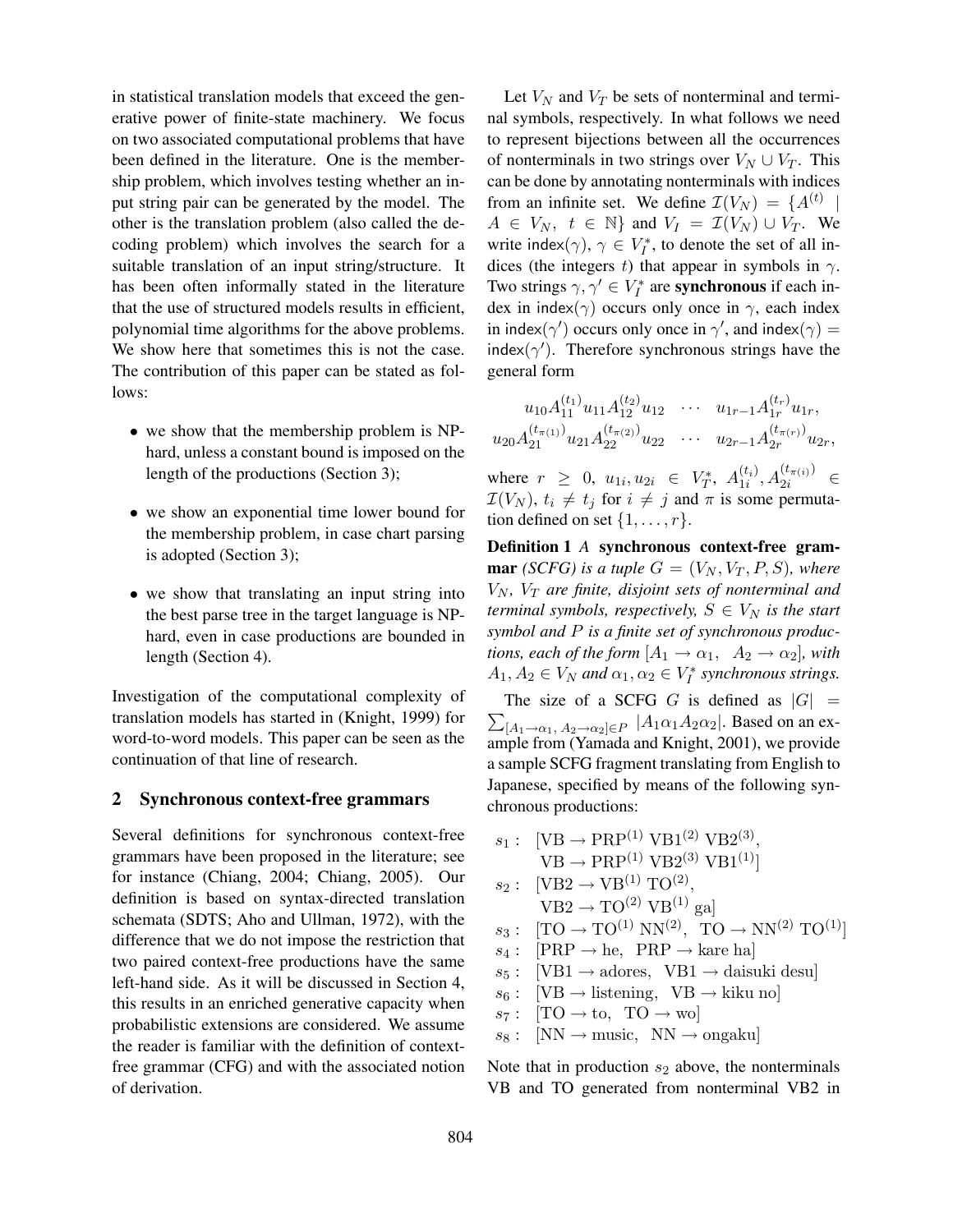in statistical translation models that exceed the generative power of finite-state machinery. We focus on two associated computational problems that have been defined in the literature. One is the membership problem, which involves testing whether an input string pair can be generated by the model. The other is the translation problem (also called the decoding problem) which involves the search for a suitable translation of an input string/structure. It has been often informally stated in the literature that the use of structured models results in efficient, polynomial time algorithms for the above problems. We show here that sometimes this is not the case. The contribution of this paper can be stated as follows:

- we show that the membership problem is NP-hard, unless a constant bound is imposed on the length of the productions (Section 3);
- we show an exponential time lower bound for the membership problem, in case chart parsing is adopted (Section 3);
- we show that translating an input string into the best parse tree in the target language is NP-hard, even in case productions are bounded in length (Section 4).

Investigation of the computational complexity of translation models has started in (Knight, 1999) for word-to-word models. This paper can be seen as the continuation of that line of research.

## 2 Synchronous context-free grammars

Several definitions for synchronous context-free grammars have been proposed in the literature; see for instance (Chiang, 2004; Chiang, 2005). Our definition is based on syntax-directed translation schemata (SDTS; Aho and Ullman, 1972), with the difference that we do not impose the restriction that two paired context-free productions have the same left-hand side. As it will be discussed in Section 4, this results in an enriched generative capacity when probabilistic extensions are considered. We assume the reader is familiar with the definition of context-free grammar (CFG) and with the associated notion of derivation.

Let $V_N$ and $V_T$ be sets of nonterminal and terminal symbols, respectively. In what follows we need to represent bijections between all the occurrences of nonterminals in two strings over $V_N \cup V_T$. This can be done by annotating nonterminals with indices from an infinite set. We define $\mathcal{I}(V_N) = \{A^{(t)} \mid A \in V_N,\ t \in \mathbb{N}\}$ and $V_I = \mathcal{I}(V_N) \cup V_T$. We write $\mathsf{index}(\gamma)$, $\gamma \in V_I^*$, to denote the set of all indices (the integers $t$) that appear in symbols in $\gamma$. Two strings $\gamma, \gamma' \in V_I^*$ are **synchronous** if each index in $\mathsf{index}(\gamma)$ occurs only once in $\gamma$, each index in $\mathsf{index}(\gamma')$ occurs only once in $\gamma'$, and $\mathsf{index}(\gamma) = \mathsf{index}(\gamma')$. Therefore synchronous strings have the general form

$$u_{10}A_{11}^{(t_1)}u_{11}A_{12}^{(t_2)}u_{12} \quad \cdots \quad u_{1r-1}A_{1r}^{(t_r)}u_{1r},$$
$$u_{20}A_{21}^{(t_{\pi(1)})}u_{21}A_{22}^{(t_{\pi(2)})}u_{22} \quad \cdots \quad u_{2r-1}A_{2r}^{(t_{\pi(r)})}u_{2r},$$

where $r \geq 0$, $u_{1i}, u_{2i} \in V_T^*$, $A_{1i}^{(t_i)}, A_{2i}^{(t_{\pi(i)})} \in \mathcal{I}(V_N)$, $t_i \neq t_j$ for $i \neq j$ and $\pi$ is some permutation defined on set $\{1, \ldots, r\}$.

**Definition 1** *A* **synchronous context-free grammar** *(SCFG) is a tuple $G = (V_N, V_T, P, S)$, where $V_N$, $V_T$ are finite, disjoint sets of nonterminal and terminal symbols, respectively, $S \in V_N$ is the start symbol and $P$ is a finite set of synchronous productions, each of the form $[A_1 \rightarrow \alpha_1,\ \ A_2 \rightarrow \alpha_2]$, with $A_1, A_2 \in V_N$ and $\alpha_1, \alpha_2 \in V_I^*$ synchronous strings.*

The size of a SCFG $G$ is defined as $|G| = \sum_{[A_1 \rightarrow \alpha_1,\ A_2 \rightarrow \alpha_2] \in P} |A_1\alpha_1A_2\alpha_2|$. Based on an example from (Yamada and Knight, 2001), we provide a sample SCFG fragment translating from English to Japanese, specified by means of the following synchronous productions:

$s_1$: $[\mathrm{VB} \rightarrow \mathrm{PRP}^{(1)}\ \mathrm{VB1}^{(2)}\ \mathrm{VB2}^{(3)},\ \ \mathrm{VB} \rightarrow \mathrm{PRP}^{(1)}\ \mathrm{VB2}^{(3)}\ \mathrm{VB1}^{(1)}]$

$s_2$: $[\mathrm{VB2} \rightarrow \mathrm{VB}^{(1)}\ \mathrm{TO}^{(2)},\ \ \mathrm{VB2} \rightarrow \mathrm{TO}^{(2)}\ \mathrm{VB}^{(1)}\ \mathrm{ga}]$

$s_3$: $[\mathrm{TO} \rightarrow \mathrm{TO}^{(1)}\ \mathrm{NN}^{(2)},\ \ \mathrm{TO} \rightarrow \mathrm{NN}^{(2)}\ \mathrm{TO}^{(1)}]$

$s_4$: $[\mathrm{PRP} \rightarrow \mathrm{he},\ \ \mathrm{PRP} \rightarrow \mathrm{kare\ ha}]$

$s_5$: $[\mathrm{VB1} \rightarrow \mathrm{adores},\ \ \mathrm{VB1} \rightarrow \mathrm{daisuki\ desu}]$

$s_6$: $[\mathrm{VB} \rightarrow \mathrm{listening},\ \ \mathrm{VB} \rightarrow \mathrm{kiku\ no}]$

$s_7$: $[\mathrm{TO} \rightarrow \mathrm{to},\ \ \mathrm{TO} \rightarrow \mathrm{wo}]$

$s_8$: $[\mathrm{NN} \rightarrow \mathrm{music},\ \ \mathrm{NN} \rightarrow \mathrm{ongaku}]$

Note that in production $s_2$ above, the nonterminals VB and TO generated from nonterminal VB2 in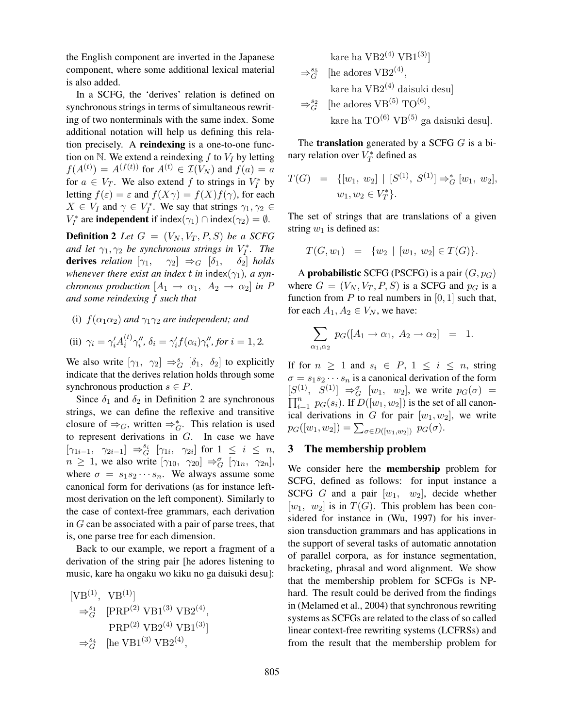the English component are inverted in the Japanese component, where some additional lexical material is also added.

In a SCFG, the 'derives' relation is defined on synchronous strings in terms of simultaneous rewriting of two nonterminals with the same index. Some additional notation will help us defining this relation precisely. A **reindexing** is a one-to-one function on $\mathbb{N}$. We extend a reindexing $f$ to $V_I$ by letting $f(A^{(t)}) = A^{(f(t))}$ for $A^{(t)} \in \mathcal{I}(V_N)$ and $f(a) = a$ for $a \in V_T$. We also extend $f$ to strings in $V_I^*$ by letting $f(\varepsilon) = \varepsilon$ and $f(X\gamma) = f(X)f(\gamma)$, for each $X \in V_I$ and $\gamma \in V_I^*$. We say that strings $\gamma_1, \gamma_2 \in V_I^*$ are **independent** if $\mathsf{index}(\gamma_1) \cap \mathsf{index}(\gamma_2) = \emptyset$.

**Definition 2** *Let $G = (V_N, V_T, P, S)$ be a SCFG and let $\gamma_1, \gamma_2$ be synchronous strings in $V_I^*$. The* **derives** *relation $[\gamma_1, \ \ \gamma_2] \Rightarrow_G [\delta_1, \ \ \delta_2]$ holds whenever there exist an index $t$ in $\mathsf{index}(\gamma_1)$, a synchronous production $[A_1 \rightarrow \alpha_1, \ A_2 \rightarrow \alpha_2]$ in $P$ and some reindexing $f$ such that*

(i) *$f(\alpha_1\alpha_2)$ and $\gamma_1\gamma_2$ are independent; and*

(ii) *$\gamma_i = \gamma_i' A_i^{(t)} \gamma_i''$, $\delta_i = \gamma_i' f(\alpha_i) \gamma_i''$, for $i = 1, 2$.*

We also write $[\gamma_1, \ \ \gamma_2] \Rightarrow_G^s [\delta_1, \ \ \delta_2]$ to explicitly indicate that the derives relation holds through some synchronous production $s \in P$.

Since $\delta_1$ and $\delta_2$ in Definition 2 are synchronous strings, we can define the reflexive and transitive closure of $\Rightarrow_G$, written $\Rightarrow_G^*$. This relation is used to represent derivations in $G$. In case we have $[\gamma_{1i-1}, \ \ \gamma_{2i-1}] \Rightarrow_G^{s_i} [\gamma_{1i}, \ \ \gamma_{2i}]$ for $1 \leq i \leq n$, $n \geq 1$, we also write $[\gamma_{10}, \ \ \gamma_{20}] \Rightarrow_G^{\sigma} [\gamma_{1n}, \ \ \gamma_{2n}]$, where $\sigma = s_1 s_2 \cdots s_n$. We always assume some canonical form for derivations (as for instance leftmost derivation on the left component). Similarly to the case of context-free grammars, each derivation in $G$ can be associated with a pair of parse trees, that is, one parse tree for each dimension.

Back to our example, we report a fragment of a derivation of the string pair [he adores listening to music, kare ha ongaku wo kiku no ga daisuki desu]:

$$
\begin{aligned}
&[\mathrm{VB}^{(1)}, \ \ \mathrm{VB}^{(1)}] \\
&\quad \Rightarrow_G^{s_1} \ [\mathrm{PRP}^{(2)} \ \mathrm{VB1}^{(3)} \ \mathrm{VB2}^{(4)}, \\
&\qquad\quad \mathrm{PRP}^{(2)} \ \mathrm{VB2}^{(4)} \ \mathrm{VB1}^{(3)}] \\
&\quad \Rightarrow_G^{s_4} \ [\text{he } \mathrm{VB1}^{(3)} \ \mathrm{VB2}^{(4)}, \\
&\qquad\quad \text{kare ha } \mathrm{VB2}^{(4)} \ \mathrm{VB1}^{(3)}] \\
&\quad \Rightarrow_G^{s_5} \ [\text{he adores } \mathrm{VB2}^{(4)}, \\
&\qquad\quad \text{kare ha } \mathrm{VB2}^{(4)} \text{ daisuki desu}] \\
&\quad \Rightarrow_G^{s_2} \ [\text{he adores } \mathrm{VB}^{(5)} \ \mathrm{TO}^{(6)}, \\
&\qquad\quad \text{kare ha } \mathrm{TO}^{(6)} \ \mathrm{VB}^{(5)} \text{ ga daisuki desu}].
\end{aligned}
$$

The **translation** generated by a SCFG $G$ is a binary relation over $V_T^*$ defined as

$$
\begin{aligned}
T(G) \ = \ & \{[w_1, \ w_2] \mid [S^{(1)}, \ S^{(1)}] \Rightarrow_G^* [w_1, \ w_2], \\
& w_1, w_2 \in V_T^*\}.
\end{aligned}
$$

The set of strings that are translations of a given string $w_1$ is defined as:

$$
T(G, w_1) \ = \ \{w_2 \mid [w_1, \ w_2] \in T(G)\}.
$$

A **probabilistic** SCFG (PSCFG) is a pair $(G, p_G)$ where $G = (V_N, V_T, P, S)$ is a SCFG and $p_G$ is a function from $P$ to real numbers in $[0, 1]$ such that, for each $A_1, A_2 \in V_N$, we have:

$$
\sum_{\alpha_1, \alpha_2} p_G([A_1 \rightarrow \alpha_1, \ A_2 \rightarrow \alpha_2] \ = \ 1.
$$

If for $n \geq 1$ and $s_i \in P$, $1 \leq i \leq n$, string $\sigma = s_1 s_2 \cdots s_n$ is a canonical derivation of the form $[S^{(1)}, \ \ S^{(1)}] \Rightarrow_G^{\sigma} [w_1, \ \ w_2]$, we write $p_G(\sigma) = \prod_{i=1}^n p_G(s_i)$. If $D([w_1, w_2])$ is the set of all canonical derivations in $G$ for pair $[w_1, w_2]$, we write $p_G([w_1, w_2]) = \sum_{\sigma \in D([w_1, w_2])} p_G(\sigma)$.

## 3 The membership problem

We consider here the **membership** problem for SCFG, defined as follows: for input instance a SCFG $G$ and a pair $[w_1, \ \ w_2]$, decide whether $[w_1, \ w_2]$ is in $T(G)$. This problem has been considered for instance in (Wu, 1997) for his inversion transduction grammars and has applications in the support of several tasks of automatic annotation of parallel corpora, as for instance segmentation, bracketing, phrasal and word alignment. We show that the membership problem for SCFGs is NP-hard. The result could be derived from the findings in (Melamed et al., 2004) that synchronous rewriting systems as SCFGs are related to the class of so called linear context-free rewriting systems (LCFRSs) and from the result that the membership problem for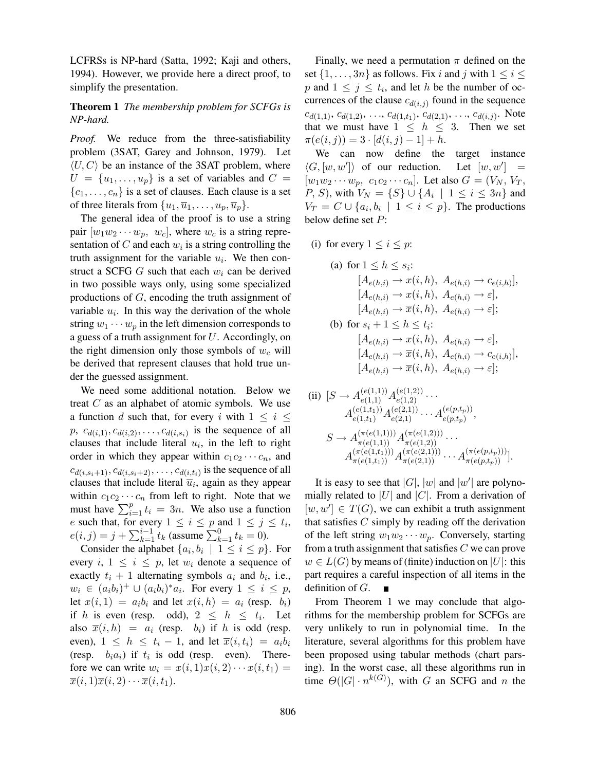LCFRSs is NP-hard (Satta, 1992; Kaji and others, 1994). However, we provide here a direct proof, to simplify the presentation.

**Theorem 1** *The membership problem for SCFGs is NP-hard.*

*Proof.* We reduce from the three-satisfiability problem (3SAT, Garey and Johnson, 1979). Let $\langle U, C \rangle$ be an instance of the 3SAT problem, where $U = \{u_1, \ldots, u_p\}$ is a set of variables and $C = \{c_1, \ldots, c_n\}$ is a set of clauses. Each clause is a set of three literals from $\{u_1, \overline{u}_1, \ldots, u_p, \overline{u}_p\}$.

The general idea of the proof is to use a string pair $[w_1 w_2 \cdots w_p,\ w_c]$, where $w_c$ is a string representation of $C$ and each $w_i$ is a string controlling the truth assignment for the variable $u_i$. We then construct a SCFG $G$ such that each $w_i$ can be derived in two possible ways only, using some specialized productions of $G$, encoding the truth assignment of variable $u_i$. In this way the derivation of the whole string $w_1 \cdots w_p$ in the left dimension corresponds to a guess of a truth assignment for $U$. Accordingly, on the right dimension only those symbols of $w_c$ will be derived that represent clauses that hold true under the guessed assignment.

We need some additional notation. Below we treat $C$ as an alphabet of atomic symbols. We use a function $d$ such that, for every $i$ with $1 \leq i \leq p$, $c_{d(i,1)}, c_{d(i,2)}, \ldots, c_{d(i,s_i)}$ is the sequence of all clauses that include literal $u_i$, in the left to right order in which they appear within $c_1 c_2 \cdots c_n$, and $c_{d(i,s_i+1)}, c_{d(i,s_i+2)}, \ldots, c_{d(i,t_i)}$ is the sequence of all clauses that include literal $\overline{u}_i$, again as they appear within $c_1 c_2 \cdots c_n$ from left to right. Note that we must have $\sum_{i=1}^{p} t_i = 3n$. We also use a function $e$ such that, for every $1 \leq i \leq p$ and $1 \leq j \leq t_i$, $e(i,j) = j + \sum_{k=1}^{i-1} t_k$ (assume $\sum_{k=1}^{0} t_k = 0$).

Consider the alphabet $\{a_i, b_i \mid 1 \leq i \leq p\}$. For every $i$, $1 \leq i \leq p$, let $w_i$ denote a sequence of exactly $t_i + 1$ alternating symbols $a_i$ and $b_i$, i.e., $w_i \in (a_i b_i)^+ \cup (a_i b_i)^* a_i$. For every $1 \leq i \leq p$, let $x(i,1) = a_i b_i$ and let $x(i,h) = a_i$ (resp. $b_i$) if $h$ is even (resp. odd), $2 \leq h \leq t_i$. Let also $\overline{x}(i,h) = a_i$ (resp. $b_i$) if $h$ is odd (resp. even), $1 \leq h \leq t_i - 1$, and let $\overline{x}(i,t_i) = a_i b_i$ (resp. $b_i a_i$) if $t_i$ is odd (resp. even). Therefore we can write $w_i = x(i,1)x(i,2)\cdots x(i,t_1) = \overline{x}(i,1)\overline{x}(i,2)\cdots\overline{x}(i,t_1)$.

Finally, we need a permutation $\pi$ defined on the set $\{1, \ldots, 3n\}$ as follows. Fix $i$ and $j$ with $1 \leq i \leq p$ and $1 \leq j \leq t_i$, and let $h$ be the number of occurrences of the clause $c_{d(i,j)}$ found in the sequence $c_{d(1,1)}, c_{d(1,2)}, \ldots, c_{d(1,t_1)}, c_{d(2,1)}, \ldots, c_{d(i,j)}$. Note that we must have $1 \leq h \leq 3$. Then we set $\pi(e(i,j)) = 3 \cdot [d(i,j) - 1] + h$.

We can now define the target instance $\langle G, [w, w'] \rangle$ of our reduction. Let $[w, w'] = [w_1 w_2 \cdots w_p,\ c_1 c_2 \cdots c_n]$. Let also $G = (V_N, V_T, P, S)$, with $V_N = \{S\} \cup \{A_i \mid 1 \leq i \leq 3n\}$ and $V_T = C \cup \{a_i, b_i \mid 1 \leq i \leq p\}$. The productions below define set $P$:

(i) for every $1 \leq i \leq p$:

(a) for $1 \leq h \leq s_i$:
$$[A_{e(h,i)} \to x(i,h),\ A_{e(h,i)} \to c_{e(i,h)}],$$
$$[A_{e(h,i)} \to x(i,h),\ A_{e(h,i)} \to \varepsilon],$$
$$[A_{e(h,i)} \to \overline{x}(i,h),\ A_{e(h,i)} \to \varepsilon];$$

(b) for $s_i + 1 \leq h \leq t_i$:
$$[A_{e(h,i)} \to x(i,h),\ A_{e(h,i)} \to \varepsilon],$$
$$[A_{e(h,i)} \to \overline{x}(i,h),\ A_{e(h,i)} \to c_{e(i,h)}],$$
$$[A_{e(h,i)} \to \overline{x}(i,h),\ A_{e(h,i)} \to \varepsilon];$$

(ii)
$$[S \to A_{e(1,1)}^{(e(1,1))} A_{e(1,2)}^{(e(1,2))} \cdots A_{e(1,t_1)}^{(e(1,t_1))} A_{e(2,1)}^{(e(2,1))} \cdots A_{e(p,t_p)}^{(e(p,t_p))},$$
$$S \to A_{\pi(e(1,1))}^{(\pi(e(1,1)))} A_{\pi(e(1,2))}^{(\pi(e(1,2)))} \cdots A_{\pi(e(1,t_1))}^{(\pi(e(1,t_1)))} A_{\pi(e(2,1))}^{(\pi(e(2,1)))} \cdots A_{\pi(e(p,t_p))}^{(\pi(e(p,t_p)))}].$$

It is easy to see that $|G|$, $|w|$ and $|w'|$ are polynomially related to $|U|$ and $|C|$. From a derivation of $[w, w'] \in T(G)$, we can exhibit a truth assignment that satisfies $C$ simply by reading off the derivation of the left string $w_1 w_2 \cdots w_p$. Conversely, starting from a truth assignment that satisfies $C$ we can prove $w \in L(G)$ by means of (finite) induction on $|U|$: this part requires a careful inspection of all items in the definition of $G$. ∎

From Theorem 1 we may conclude that algorithms for the membership problem for SCFGs are very unlikely to run in polynomial time. In the literature, several algorithms for this problem have been proposed using tabular methods (chart parsing). In the worst case, all these algorithms run in time $\Theta(|G| \cdot n^{k(G)})$, with $G$ an SCFG and $n$ the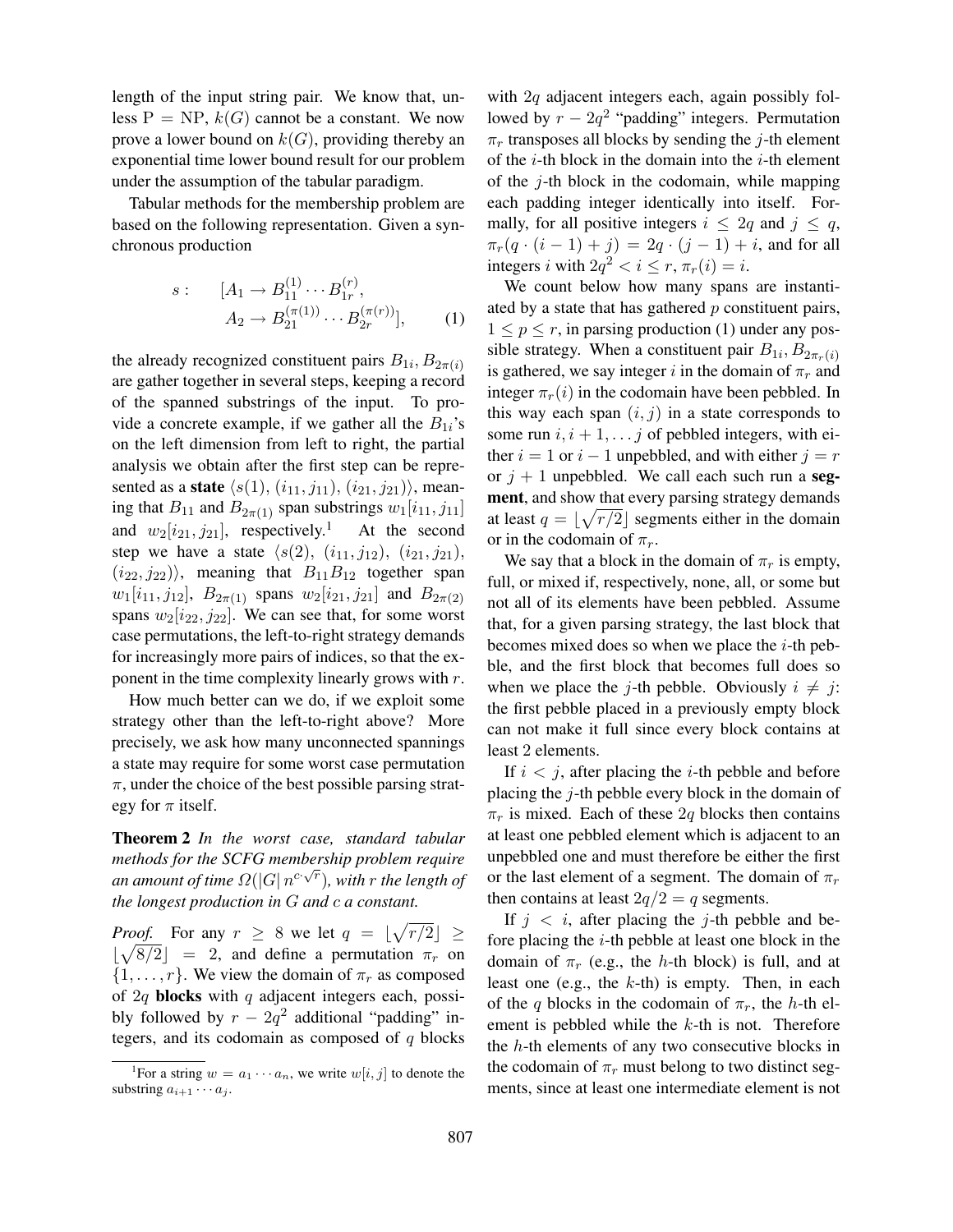length of the input string pair. We know that, unless P = NP, $k(G)$ cannot be a constant. We now prove a lower bound on $k(G)$, providing thereby an exponential time lower bound result for our problem under the assumption of the tabular paradigm.

Tabular methods for the membership problem are based on the following representation. Given a synchronous production

$$s: \quad [A_1 \to B_{11}^{(1)} \cdots B_{1r}^{(r)}, \\ A_2 \to B_{21}^{(\pi(1))} \cdots B_{2r}^{(\pi(r))}], \qquad (1)$$

the already recognized constituent pairs $B_{1i}, B_{2\pi(i)}$ are gather together in several steps, keeping a record of the spanned substrings of the input. To provide a concrete example, if we gather all the $B_{1i}$'s on the left dimension from left to right, the partial analysis we obtain after the first step can be represented as a **state** $\langle s(1), (i_{11}, j_{11}), (i_{21}, j_{21})\rangle$, meaning that $B_{11}$ and $B_{2\pi(1)}$ span substrings $w_1[i_{11}, j_{11}]$ and $w_2[i_{21}, j_{21}]$, respectively.[1] At the second step we have a state $\langle s(2), (i_{11}, j_{12}), (i_{21}, j_{21}), (i_{22}, j_{22})\rangle$, meaning that $B_{11}B_{12}$ together span $w_1[i_{11}, j_{12}]$, $B_{2\pi(1)}$ spans $w_2[i_{21}, j_{21}]$ and $B_{2\pi(2)}$ spans $w_2[i_{22}, j_{22}]$. We can see that, for some worst case permutations, the left-to-right strategy demands for increasingly more pairs of indices, so that the exponent in the time complexity linearly grows with $r$.

How much better can we do, if we exploit some strategy other than the left-to-right above? More precisely, we ask how many unconnected spannings a state may require for some worst case permutation $\pi$, under the choice of the best possible parsing strategy for $\pi$ itself.

**Theorem 2** *In the worst case, standard tabular methods for the SCFG membership problem require an amount of time $\Omega(|G|\, n^{c \cdot \sqrt{r}})$, with $r$ the length of the longest production in $G$ and $c$ a constant.*

*Proof.* For any $r \geq 8$ we let $q = \lfloor \sqrt{r/2} \rfloor \geq \lfloor \sqrt{8/2} \rfloor = 2$, and define a permutation $\pi_r$ on $\{1, \ldots, r\}$. We view the domain of $\pi_r$ as composed of $2q$ **blocks** with $q$ adjacent integers each, possibly followed by $r - 2q^2$ additional "padding" integers, and its codomain as composed of $q$ blocks with $2q$ adjacent integers each, again possibly followed by $r - 2q^2$ "padding" integers. Permutation $\pi_r$ transposes all blocks by sending the $j$-th element of the $i$-th block in the domain into the $i$-th element of the $j$-th block in the codomain, while mapping each padding integer identically into itself. Formally, for all positive integers $i \leq 2q$ and $j \leq q$, $\pi_r(q \cdot (i-1) + j) = 2q \cdot (j-1) + i$, and for all integers $i$ with $2q^2 < i \leq r$, $\pi_r(i) = i$.

We count below how many spans are instantiated by a state that has gathered $p$ constituent pairs, $1 \leq p \leq r$, in parsing production (1) under any possible strategy. When a constituent pair $B_{1i}, B_{2\pi_r(i)}$ is gathered, we say integer $i$ in the domain of $\pi_r$ and integer $\pi_r(i)$ in the codomain have been pebbled. In this way each span $(i, j)$ in a state corresponds to some run $i, i+1, \ldots j$ of pebbled integers, with either $i = 1$ or $i - 1$ unpebbled, and with either $j = r$ or $j + 1$ unpebbled. We call each such run a **segment**, and show that every parsing strategy demands at least $q = \lfloor \sqrt{r/2} \rfloor$ segments either in the domain or in the codomain of $\pi_r$.

We say that a block in the domain of $\pi_r$ is empty, full, or mixed if, respectively, none, all, or some but not all of its elements have been pebbled. Assume that, for a given parsing strategy, the last block that becomes mixed does so when we place the $i$-th pebble, and the first block that becomes full does so when we place the $j$-th pebble. Obviously $i \neq j$: the first pebble placed in a previously empty block can not make it full since every block contains at least 2 elements.

If $i < j$, after placing the $i$-th pebble and before placing the $j$-th pebble every block in the domain of $\pi_r$ is mixed. Each of these $2q$ blocks then contains at least one pebbled element which is adjacent to an unpebbled one and must therefore be either the first or the last element of a segment. The domain of $\pi_r$ then contains at least $2q/2 = q$ segments.

If $j < i$, after placing the $j$-th pebble and before placing the $i$-th pebble at least one block in the domain of $\pi_r$ (e.g., the $h$-th block) is full, and at least one (e.g., the $k$-th) is empty. Then, in each of the $q$ blocks in the codomain of $\pi_r$, the $h$-th element is pebbled while the $k$-th is not. Therefore the $h$-th elements of any two consecutive blocks in the codomain of $\pi_r$ must belong to two distinct segments, since at least one intermediate element is not

[1] For a string $w = a_1 \cdots a_n$, we write $w[i, j]$ to denote the substring $a_{i+1} \cdots a_j$.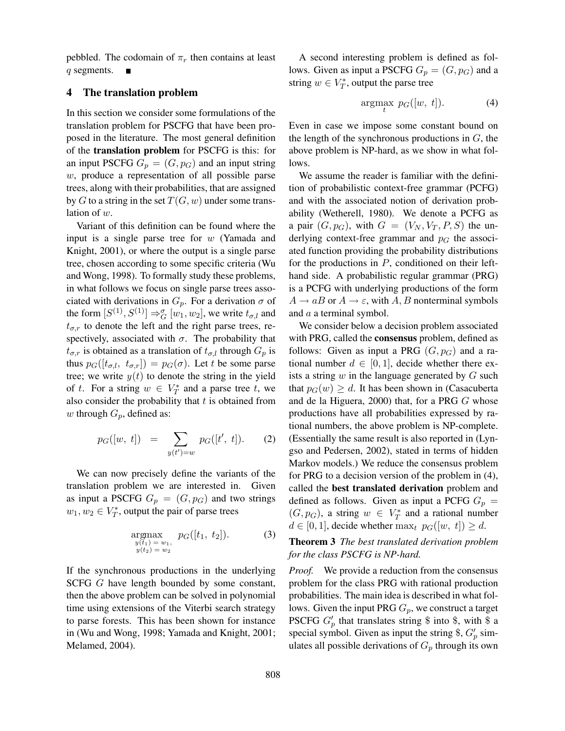pebbled. The codomain of $\pi_r$ then contains at least $q$ segments. ■

## 4 The translation problem

In this section we consider some formulations of the translation problem for PSCFG that have been proposed in the literature. The most general definition of the **translation problem** for PSCFG is this: for an input PSCFG $G_p = (G, p_G)$ and an input string $w$, produce a representation of all possible parse trees, along with their probabilities, that are assigned by $G$ to a string in the set $T(G, w)$ under some translation of $w$.

Variant of this definition can be found where the input is a single parse tree for $w$ (Yamada and Knight, 2001), or where the output is a single parse tree, chosen according to some specific criteria (Wu and Wong, 1998). To formally study these problems, in what follows we focus on single parse trees associated with derivations in $G_p$. For a derivation $\sigma$ of the form $[S^{(1)}, S^{(1)}] \Rightarrow_G^{\sigma} [w_1, w_2]$, we write $t_{\sigma,l}$ and $t_{\sigma,r}$ to denote the left and the right parse trees, respectively, associated with $\sigma$. The probability that $t_{\sigma,r}$ is obtained as a translation of $t_{\sigma,l}$ through $G_p$ is thus $p_G([t_{\sigma,l},\ t_{\sigma,r}]) = p_G(\sigma)$. Let $t$ be some parse tree; we write $y(t)$ to denote the string in the yield of $t$. For a string $w \in V_T^*$ and a parse tree $t$, we also consider the probability that $t$ is obtained from $w$ through $G_p$, defined as:

$$p_G([w,\ t]) \ \ = \sum_{y(t')=w} p_G([t',\ t]). \qquad (2)$$

We can now precisely define the variants of the translation problem we are interested in. Given as input a PSCFG $G_p = (G, p_G)$ and two strings $w_1, w_2 \in V_T^*$, output the pair of parse trees

$$\underset{\substack{y(t_1) = w_1, \\ y(t_2) = w_2}}{\operatorname{argmax}} \ \ p_G([t_1,\ t_2]). \qquad (3)$$

If the synchronous productions in the underlying SCFG $G$ have length bounded by some constant, then the above problem can be solved in polynomial time using extensions of the Viterbi search strategy to parse forests. This has been shown for instance in (Wu and Wong, 1998; Yamada and Knight, 2001; Melamed, 2004).

A second interesting problem is defined as follows. Given as input a PSCFG $G_p = (G, p_G)$ and a string $w \in V_T^*$, output the parse tree

$$\underset{t}{\operatorname{argmax}} \ \ p_G([w,\ t]). \qquad (4)$$

Even in case we impose some constant bound on the length of the synchronous productions in $G$, the above problem is NP-hard, as we show in what follows.

We assume the reader is familiar with the definition of probabilistic context-free grammar (PCFG) and with the associated notion of derivation probability (Wetherell, 1980). We denote a PCFG as a pair $(G, p_G)$, with $G = (V_N, V_T, P, S)$ the underlying context-free grammar and $p_G$ the associated function providing the probability distributions for the productions in $P$, conditioned on their left-hand side. A probabilistic regular grammar (PRG) is a PCFG with underlying productions of the form $A \rightarrow aB$ or $A \rightarrow \varepsilon$, with $A, B$ nonterminal symbols and $a$ a terminal symbol.

We consider below a decision problem associated with PRG, called the **consensus** problem, defined as follows: Given as input a PRG $(G, p_G)$ and a rational number $d \in [0, 1]$, decide whether there exists a string $w$ in the language generated by $G$ such that $p_G(w) \geq d$. It has been shown in (Casacuberta and de la Higuera, 2000) that, for a PRG $G$ whose productions have all probabilities expressed by rational numbers, the above problem is NP-complete. (Essentially the same result is also reported in (Lyngso and Pedersen, 2002), stated in terms of hidden Markov models.) We reduce the consensus problem for PRG to a decision version of the problem in (4), called the **best translated derivation** problem and defined as follows. Given as input a PCFG $G_p = (G, p_G)$, a string $w \in V_T^*$ and a rational number $d \in [0, 1]$, decide whether $\max_t \ p_G([w,\ t]) \geq d$.

**Theorem 3** *The best translated derivation problem for the class PSCFG is NP-hard.*

*Proof.* We provide a reduction from the consensus problem for the class PRG with rational production probabilities. The main idea is described in what follows. Given the input PRG $G_p$, we construct a target PSCFG $G'_p$ that translates string \$ into \$, with \$ a special symbol. Given as input the string \$, $G'_p$ simulates all possible derivations of $G_p$ through its own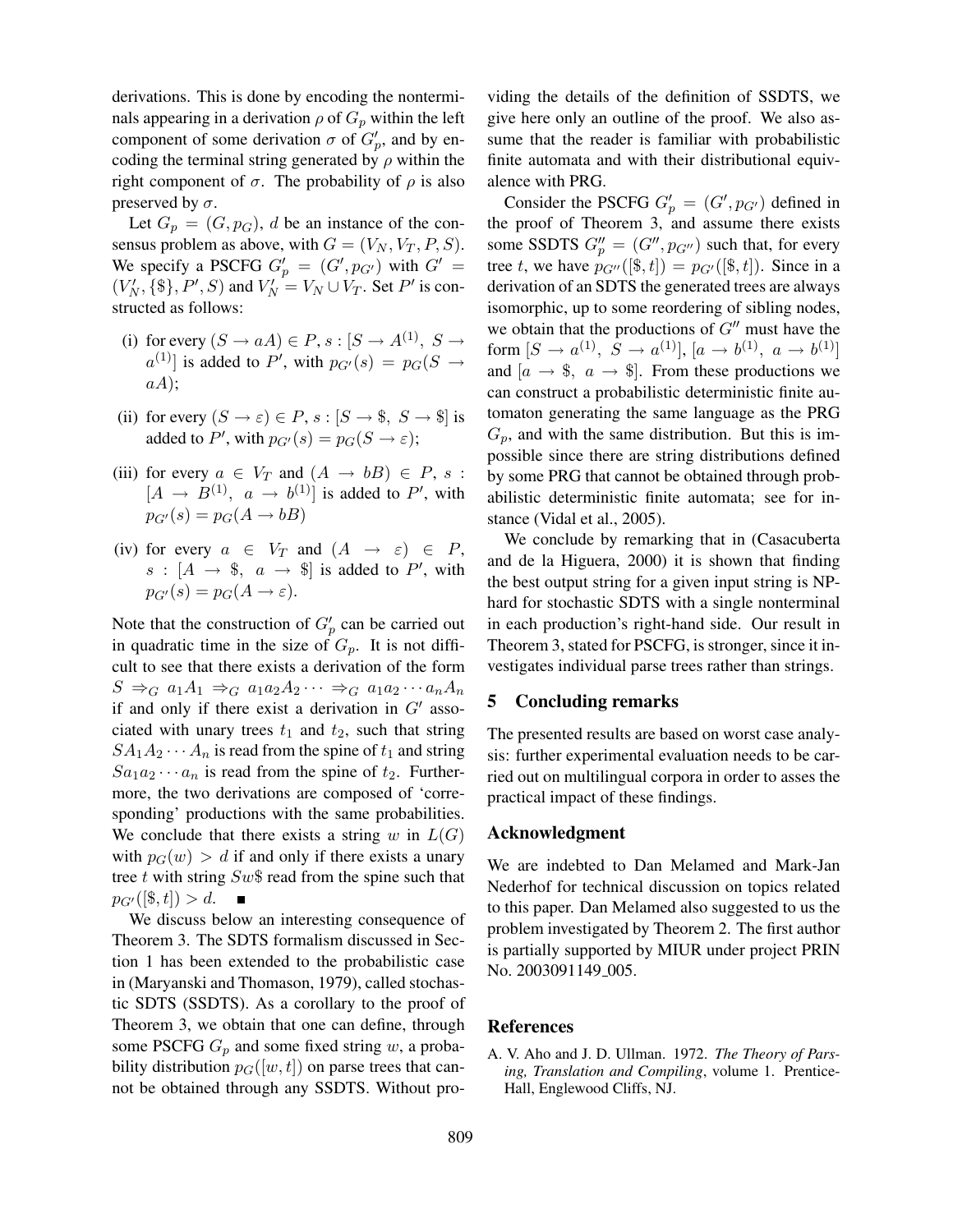derivations. This is done by encoding the nonterminals appearing in a derivation $\rho$ of $G_p$ within the left component of some derivation $\sigma$ of $G'_p$, and by encoding the terminal string generated by $\rho$ within the right component of $\sigma$. The probability of $\rho$ is also preserved by $\sigma$.

Let $G_p = (G, p_G)$, $d$ be an instance of the consensus problem as above, with $G = (V_N, V_T, P, S)$. We specify a PSCFG $G'_p = (G', p_{G'})$ with $G' = (V'_N, \{\$\}, P', S)$ and $V'_N = V_N \cup V_T$. Set $P'$ is constructed as follows:

(i) for every $(S \to aA) \in P$, $s : [S \to A^{(1)},\ S \to a^{(1)}]$ is added to $P'$, with $p_{G'}(s) = p_G(S \to aA)$;

(ii) for every $(S \to \varepsilon) \in P$, $s : [S \to \$,\ S \to \$]$ is added to $P'$, with $p_{G'}(s) = p_G(S \to \varepsilon)$;

(iii) for every $a \in V_T$ and $(A \to bB) \in P$, $s : [A \to B^{(1)},\ a \to b^{(1)}]$ is added to $P'$, with $p_{G'}(s) = p_G(A \to bB)$

(iv) for every $a \in V_T$ and $(A \to \varepsilon) \in P$, $s : [A \to \$,\ a \to \$]$ is added to $P'$, with $p_{G'}(s) = p_G(A \to \varepsilon)$.

Note that the construction of $G'_p$ can be carried out in quadratic time in the size of $G_p$. It is not difficult to see that there exists a derivation of the form $S \Rightarrow_G a_1 A_1 \Rightarrow_G a_1 a_2 A_2 \cdots \Rightarrow_G a_1 a_2 \cdots a_n A_n$ if and only if there exist a derivation in $G'$ associated with unary trees $t_1$ and $t_2$, such that string $S A_1 A_2 \cdots A_n$ is read from the spine of $t_1$ and string $S a_1 a_2 \cdots a_n$ is read from the spine of $t_2$. Furthermore, the two derivations are composed of 'corresponding' productions with the same probabilities. We conclude that there exists a string $w$ in $L(G)$ with $p_G(w) > d$ if and only if there exists a unary tree $t$ with string $Sw\$$ read from the spine such that $p_{G'}([\$, t]) > d$. ∎

We discuss below an interesting consequence of Theorem 3. The SDTS formalism discussed in Section 1 has been extended to the probabilistic case in (Maryanski and Thomason, 1979), called stochastic SDTS (SSDTS). As a corollary to the proof of Theorem 3, we obtain that one can define, through some PSCFG $G_p$ and some fixed string $w$, a probability distribution $p_G([w, t])$ on parse trees that cannot be obtained through any SSDTS. Without providing the details of the definition of SSDTS, we give here only an outline of the proof. We also assume that the reader is familiar with probabilistic finite automata and with their distributional equivalence with PRG.

Consider the PSCFG $G'_p = (G', p_{G'})$ defined in the proof of Theorem 3, and assume there exists some SSDTS $G''_p = (G'', p_{G''})$ such that, for every tree $t$, we have $p_{G''}([\$, t]) = p_{G'}([\$, t])$. Since in a derivation of an SDTS the generated trees are always isomorphic, up to some reordering of sibling nodes, we obtain that the productions of $G''$ must have the form $[S \to a^{(1)},\ S \to a^{(1)}]$, $[a \to b^{(1)},\ a \to b^{(1)}]$ and $[a \to \$,\ a \to \$]$. From these productions we can construct a probabilistic deterministic finite automaton generating the same language as the PRG $G_p$, and with the same distribution. But this is impossible since there are string distributions defined by some PRG that cannot be obtained through probabilistic deterministic finite automata; see for instance (Vidal et al., 2005).

We conclude by remarking that in (Casacuberta and de la Higuera, 2000) it is shown that finding the best output string for a given input string is NP-hard for stochastic SDTS with a single nonterminal in each production's right-hand side. Our result in Theorem 3, stated for PSCFG, is stronger, since it investigates individual parse trees rather than strings.

## 5 Concluding remarks

The presented results are based on worst case analysis: further experimental evaluation needs to be carried out on multilingual corpora in order to asses the practical impact of these findings.

## Acknowledgment

We are indebted to Dan Melamed and Mark-Jan Nederhof for technical discussion on topics related to this paper. Dan Melamed also suggested to us the problem investigated by Theorem 2. The first author is partially supported by MIUR under project PRIN No. 2003091149_005.

## References

A. V. Aho and J. D. Ullman. 1972. *The Theory of Parsing, Translation and Compiling*, volume 1. Prentice-Hall, Englewood Cliffs, NJ.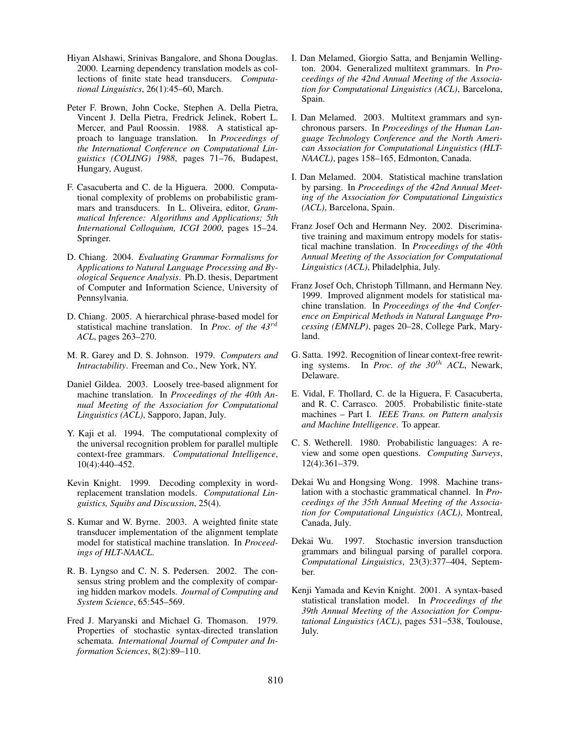Hiyan Alshawi, Srinivas Bangalore, and Shona Douglas. 2000. Learning dependency translation models as collections of finite state head transducers. *Computational Linguistics*, 26(1):45–60, March.

Peter F. Brown, John Cocke, Stephen A. Della Pietra, Vincent J. Della Pietra, Fredrick Jelinek, Robert L. Mercer, and Paul Roossin. 1988. A statistical approach to language translation. In *Proceedings of the International Conference on Computational Linguistics (COLING) 1988*, pages 71–76, Budapest, Hungary, August.

F. Casacuberta and C. de la Higuera. 2000. Computational complexity of problems on probabilistic grammars and transducers. In L. Oliveira, editor, *Grammatical Inference: Algorithms and Applications; 5th International Colloquium, ICGI 2000*, pages 15–24. Springer.

D. Chiang. 2004. *Evaluating Grammar Formalisms for Applications to Natural Language Processing and Byological Sequence Analysis*. Ph.D. thesis, Department of Computer and Information Science, University of Pennsylvania.

D. Chiang. 2005. A hierarchical phrase-based model for statistical machine translation. In *Proc. of the 43$^{rd}$ ACL*, pages 263–270.

M. R. Garey and D. S. Johnson. 1979. *Computers and Intractability*. Freeman and Co., New York, NY.

Daniel Gildea. 2003. Loosely tree-based alignment for machine translation. In *Proceedings of the 40th Annual Meeting of the Association for Computational Linguistics (ACL)*, Sapporo, Japan, July.

Y. Kaji et al. 1994. The computational complexity of the universal recognition problem for parallel multiple context-free grammars. *Computational Intelligence*, 10(4):440–452.

Kevin Knight. 1999. Decoding complexity in word-replacement translation models. *Computational Linguistics, Squibs and Discussion*, 25(4).

S. Kumar and W. Byrne. 2003. A weighted finite state transducer implementation of the alignment template model for statistical machine translation. In *Proceedings of HLT-NAACL*.

R. B. Lyngso and C. N. S. Pedersen. 2002. The consensus string problem and the complexity of comparing hidden markov models. *Journal of Computing and System Science*, 65:545–569.

Fred J. Maryanski and Michael G. Thomason. 1979. Properties of stochastic syntax-directed translation schemata. *International Journal of Computer and Information Sciences*, 8(2):89–110.

I. Dan Melamed, Giorgio Satta, and Benjamin Wellington. 2004. Generalized multitext grammars. In *Proceedings of the 42nd Annual Meeting of the Association for Computational Linguistics (ACL)*, Barcelona, Spain.

I. Dan Melamed. 2003. Multitext grammars and synchronous parsers. In *Proceedings of the Human Language Technology Conference and the North American Association for Computational Linguistics (HLT-NAACL)*, pages 158–165, Edmonton, Canada.

I. Dan Melamed. 2004. Statistical machine translation by parsing. In *Proceedings of the 42nd Annual Meeting of the Association for Computational Linguistics (ACL)*, Barcelona, Spain.

Franz Josef Och and Hermann Ney. 2002. Discriminative training and maximum entropy models for statistical machine translation. In *Proceedings of the 40th Annual Meeting of the Association for Computational Linguistics (ACL)*, Philadelphia, July.

Franz Josef Och, Christoph Tillmann, and Hermann Ney. 1999. Improved alignment models for statistical machine translation. In *Proceedings of the 4nd Conference on Empirical Methods in Natural Language Processing (EMNLP)*, pages 20–28, College Park, Maryland.

G. Satta. 1992. Recognition of linear context-free rewriting systems. In *Proc. of the 30$^{th}$ ACL*, Newark, Delaware.

E. Vidal, F. Thollard, C. de la Higuera, F. Casacuberta, and R. C. Carrasco. 2005. Probabilistic finite-state machines – Part I. *IEEE Trans. on Pattern analysis and Machine Intelligence*. To appear.

C. S. Wetherell. 1980. Probabilistic languages: A review and some open questions. *Computing Surveys*, 12(4):361–379.

Dekai Wu and Hongsing Wong. 1998. Machine translation with a stochastic grammatical channel. In *Proceedings of the 35th Annual Meeting of the Association for Computational Linguistics (ACL)*, Montreal, Canada, July.

Dekai Wu. 1997. Stochastic inversion transduction grammars and bilingual parsing of parallel corpora. *Computational Linguistics*, 23(3):377–404, September.

Kenji Yamada and Kevin Knight. 2001. A syntax-based statistical translation model. In *Proceedings of the 39th Annual Meeting of the Association for Computational Linguistics (ACL)*, pages 531–538, Toulouse, July.